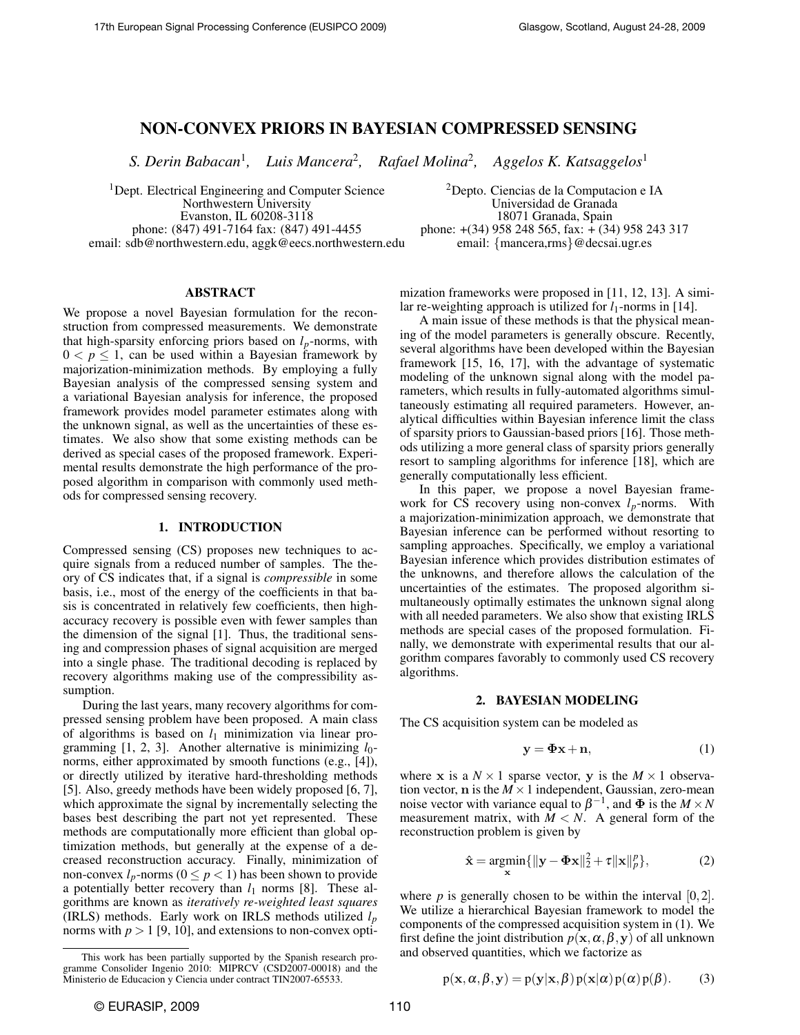# NON-CONVEX PRIORS IN BAYESIAN COMPRESSED SENSING

*S. Derin Babacan*[1], *Luis Mancera*[2], *Rafael Molina*[2], *Aggelos K. Katsaggelos*[1]

[1]Dept. Electrical Engineering and Computer Science
Northwestern University
Evanston, IL 60208-3118
phone: (847) 491-7164 fax: (847) 491-4455
email: sdb@northwestern.edu, aggk@eecs.northwestern.edu

[2]Depto. Ciencias de la Computacion e IA
Universidad de Granada
18071 Granada, Spain
phone: +(34) 958 248 565, fax: + (34) 958 243 317
email: {mancera,rms}@decsai.ugr.es

## ABSTRACT

We propose a novel Bayesian formulation for the reconstruction from compressed measurements. We demonstrate that high-sparsity enforcing priors based on $l_p$-norms, with $0 < p \leq 1$, can be used within a Bayesian framework by majorization-minimization methods. By employing a fully Bayesian analysis of the compressed sensing system and a variational Bayesian analysis for inference, the proposed framework provides model parameter estimates along with the unknown signal, as well as the uncertainties of these estimates. We also show that some existing methods can be derived as special cases of the proposed framework. Experimental results demonstrate the high performance of the proposed algorithm in comparison with commonly used methods for compressed sensing recovery.

## 1. INTRODUCTION

Compressed sensing (CS) proposes new techniques to acquire signals from a reduced number of samples. The theory of CS indicates that, if a signal is *compressible* in some basis, i.e., most of the energy of the coefficients in that basis is concentrated in relatively few coefficients, then high-accuracy recovery is possible even with fewer samples than the dimension of the signal [1]. Thus, the traditional sensing and compression phases of signal acquisition are merged into a single phase. The traditional decoding is replaced by recovery algorithms making use of the compressibility assumption.

During the last years, many recovery algorithms for compressed sensing problem have been proposed. A main class of algorithms is based on $l_1$ minimization via linear programming [1, 2, 3]. Another alternative is minimizing $l_0$-norms, either approximated by smooth functions (e.g., [4]), or directly utilized by iterative hard-thresholding methods [5]. Also, greedy methods have been widely proposed [6, 7], which approximate the signal by incrementally selecting the bases best describing the part not yet represented. These methods are computationally more efficient than global optimization methods, but generally at the expense of a decreased reconstruction accuracy. Finally, minimization of non-convex $l_p$-norms ($0 \leq p < 1$) has been shown to provide a potentially better recovery than $l_1$ norms [8]. These algorithms are known as *iteratively re-weighted least squares* (IRLS) methods. Early work on IRLS methods utilized $l_p$ norms with $p > 1$ [9, 10], and extensions to non-convex optimization frameworks were proposed in [11, 12, 13]. A similar re-weighting approach is utilized for $l_1$-norms in [14].

A main issue of these methods is that the physical meaning of the model parameters is generally obscure. Recently, several algorithms have been developed within the Bayesian framework [15, 16, 17], with the advantage of systematic modeling of the unknown signal along with the model parameters, which results in fully-automated algorithms simultaneously estimating all required parameters. However, analytical difficulties within Bayesian inference limit the class of sparsity priors to Gaussian-based priors [16]. Those methods utilizing a more general class of sparsity priors generally resort to sampling algorithms for inference [18], which are generally computationally less efficient.

In this paper, we propose a novel Bayesian framework for CS recovery using non-convex $l_p$-norms. With a majorization-minimization approach, we demonstrate that Bayesian inference can be performed without resorting to sampling approaches. Specifically, we employ a variational Bayesian inference which provides distribution estimates of the unknowns, and therefore allows the calculation of the uncertainties of the estimates. The proposed algorithm simultaneously optimally estimates the unknown signal along with all needed parameters. We also show that existing IRLS methods are special cases of the proposed formulation. Finally, we demonstrate with experimental results that our algorithm compares favorably to commonly used CS recovery algorithms.

## 2. BAYESIAN MODELING

The CS acquisition system can be modeled as

$$\mathbf{y} = \mathbf{\Phi x} + \mathbf{n}, \tag{1}$$

where $\mathbf{x}$ is a $N \times 1$ sparse vector, $\mathbf{y}$ is the $M \times 1$ observation vector, $\mathbf{n}$ is the $M \times 1$ independent, Gaussian, zero-mean noise vector with variance equal to $\beta^{-1}$, and $\mathbf{\Phi}$ is the $M \times N$ measurement matrix, with $M < N$. A general form of the reconstruction problem is given by

$$\hat{\mathbf{x}} = \underset{\mathbf{x}}{\operatorname{argmin}} \{ \| \mathbf{y} - \mathbf{\Phi x} \|_2^2 + \tau \| \mathbf{x} \|_p^p \}, \tag{2}$$

where $p$ is generally chosen to be within the interval $[0,2]$. We utilize a hierarchical Bayesian framework to model the components of the compressed acquisition system in (1). We first define the joint distribution $p(\mathbf{x}, \alpha, \beta, \mathbf{y})$ of all unknown and observed quantities, which we factorize as

$$\mathrm{p}(\mathbf{x}, \alpha, \beta, \mathbf{y}) = \mathrm{p}(\mathbf{y}|\mathbf{x}, \beta)\, \mathrm{p}(\mathbf{x}|\alpha)\, \mathrm{p}(\alpha)\, \mathrm{p}(\beta). \tag{3}$$

This work has been partially supported by the Spanish research programme Consolider Ingenio 2010: MIPRCV (CSD2007-00018) and the Ministerio de Educacion y Ciencia under contract TIN2007-65533.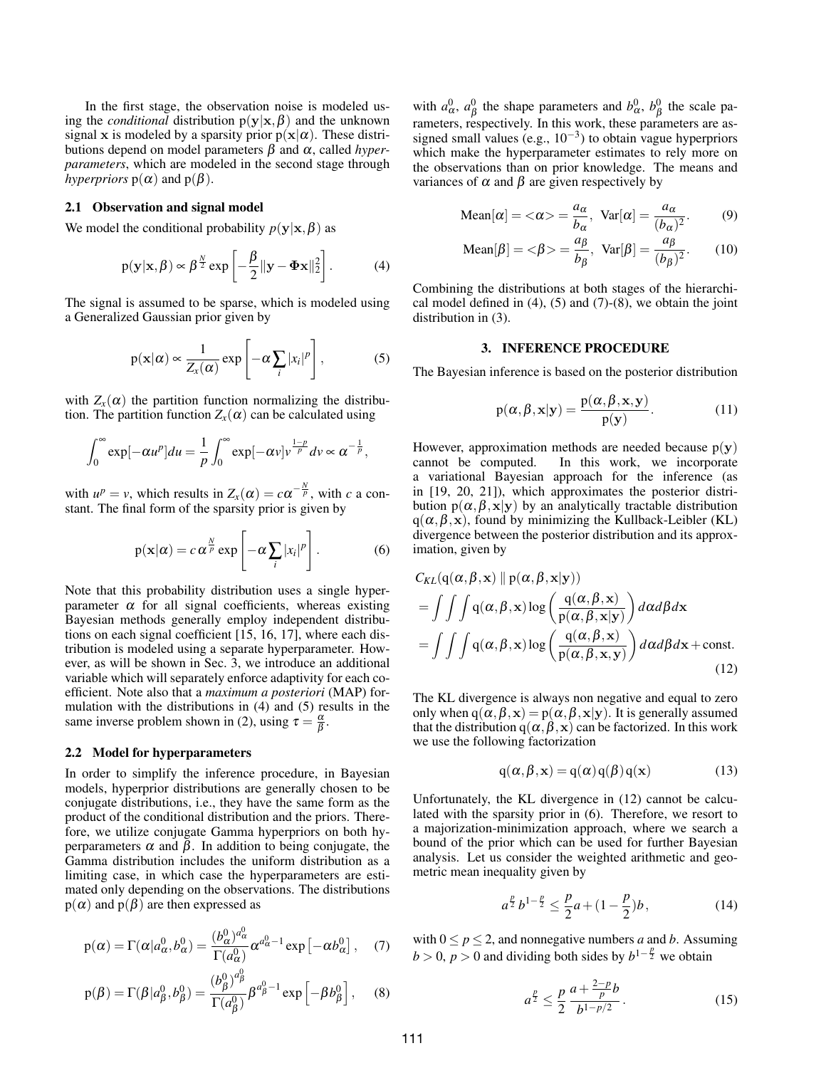In the first stage, the observation noise is modeled using the *conditional* distribution $\mathrm{p}(\mathbf{y}|\mathbf{x},\beta)$ and the unknown signal $\mathbf{x}$ is modeled by a sparsity prior $\mathrm{p}(\mathbf{x}|\alpha)$. These distributions depend on model parameters $\beta$ and $\alpha$, called *hyperparameters*, which are modeled in the second stage through *hyperpriors* $\mathrm{p}(\alpha)$ and $\mathrm{p}(\beta)$.

### 2.1 Observation and signal model

We model the conditional probability $p(\mathbf{y}|\mathbf{x},\beta)$ as

$$\mathrm{p}(\mathbf{y}|\mathbf{x},\beta) \propto \beta^{\frac{N}{2}} \exp\left[-\frac{\beta}{2}\|\mathbf{y}-\Phi\mathbf{x}\|_2^2\right]. \tag{4}$$

The signal is assumed to be sparse, which is modeled using a Generalized Gaussian prior given by

$$\mathrm{p}(\mathbf{x}|\alpha) \propto \frac{1}{Z_x(\alpha)} \exp\left[-\alpha\sum_i |x_i|^p\right], \tag{5}$$

with $Z_x(\alpha)$ the partition function normalizing the distribution. The partition function $Z_x(\alpha)$ can be calculated using

$$\int_0^\infty \exp[-\alpha u^p]du = \frac{1}{p}\int_0^\infty \exp[-\alpha v] v^{\frac{1-p}{p}} dv \propto \alpha^{-\frac{1}{p}},$$

with $u^p = v$, which results in $Z_x(\alpha) = c\alpha^{-\frac{N}{p}}$, with $c$ a constant. The final form of the sparsity prior is given by

$$\mathrm{p}(\mathbf{x}|\alpha) = c\,\alpha^{\frac{N}{p}} \exp\left[-\alpha\sum_i |x_i|^p\right]. \tag{6}$$

Note that this probability distribution uses a single hyperparameter $\alpha$ for all signal coefficients, whereas existing Bayesian methods generally employ independent distributions on each signal coefficient [15, 16, 17], where each distribution is modeled using a separate hyperparameter. However, as will be shown in Sec. 3, we introduce an additional variable which will separately enforce adaptivity for each coefficient. Note also that a *maximum a posteriori* (MAP) formulation with the distributions in (4) and (5) results in the same inverse problem shown in (2), using $\tau = \frac{\alpha}{\beta}$.

### 2.2 Model for hyperparameters

In order to simplify the inference procedure, in Bayesian models, hyperprior distributions are generally chosen to be conjugate distributions, i.e., they have the same form as the product of the conditional distribution and the priors. Therefore, we utilize conjugate Gamma hyperpriors on both hyperparameters $\alpha$ and $\beta$. In addition to being conjugate, the Gamma distribution includes the uniform distribution as a limiting case, in which case the hyperparameters are estimated only depending on the observations. The distributions $\mathrm{p}(\alpha)$ and $\mathrm{p}(\beta)$ are then expressed as

$$\mathrm{p}(\alpha) = \Gamma(\alpha|a_\alpha^0, b_\alpha^0) = \frac{(b_\alpha^0)^{a_\alpha^0}}{\Gamma(a_\alpha^0)} \alpha^{a_\alpha^0 - 1} \exp\left[-\alpha b_\alpha^0\right], \tag{7}$$

$$\mathrm{p}(\beta) = \Gamma(\beta|a_\beta^0, b_\beta^0) = \frac{(b_\beta^0)^{a_\beta^0}}{\Gamma(a_\beta^0)} \beta^{a_\beta^0 - 1} \exp\left[-\beta b_\beta^0\right], \tag{8}$$

with $a_\alpha^0$, $a_\beta^0$ the shape parameters and $b_\alpha^0$, $b_\beta^0$ the scale parameters, respectively. In this work, these parameters are assigned small values (e.g., $10^{-3}$) to obtain vague hyperpriors which make the hyperparameter estimates to rely more on the observations than on prior knowledge. The means and variances of $\alpha$ and $\beta$ are given respectively by

$$\mathrm{Mean}[\alpha] = <\alpha> = \frac{a_\alpha}{b_\alpha},\;\; \mathrm{Var}[\alpha] = \frac{a_\alpha}{(b_\alpha)^2}. \tag{9}$$

$$\mathrm{Mean}[\beta] = <\beta> = \frac{a_\beta}{b_\beta},\;\; \mathrm{Var}[\beta] = \frac{a_\beta}{(b_\beta)^2}. \tag{10}$$

Combining the distributions at both stages of the hierarchical model defined in (4), (5) and (7)-(8), we obtain the joint distribution in (3).

## 3. INFERENCE PROCEDURE

The Bayesian inference is based on the posterior distribution

$$\mathrm{p}(\alpha,\beta,\mathbf{x}|\mathbf{y}) = \frac{\mathrm{p}(\alpha,\beta,\mathbf{x},\mathbf{y})}{\mathrm{p}(\mathbf{y})}. \tag{11}$$

However, approximation methods are needed because $\mathrm{p}(\mathbf{y})$ cannot be computed. In this work, we incorporate a variational Bayesian approach for the inference (as in [19, 20, 21]), which approximates the posterior distribution $\mathrm{p}(\alpha,\beta,\mathbf{x}|\mathbf{y})$ by an analytically tractable distribution $\mathrm{q}(\alpha,\beta,\mathbf{x})$, found by minimizing the Kullback-Leibler (KL) divergence between the posterior distribution and its approximation, given by

$$\begin{aligned}
&C_{KL}(\mathrm{q}(\alpha,\beta,\mathbf{x}) \parallel \mathrm{p}(\alpha,\beta,\mathbf{x}|\mathbf{y})) \\
&= \int\int\int \mathrm{q}(\alpha,\beta,\mathbf{x}) \log\left(\frac{\mathrm{q}(\alpha,\beta,\mathbf{x})}{\mathrm{p}(\alpha,\beta,\mathbf{x}|\mathbf{y})}\right) d\alpha d\beta d\mathbf{x} \\
&= \int\int\int \mathrm{q}(\alpha,\beta,\mathbf{x}) \log\left(\frac{\mathrm{q}(\alpha,\beta,\mathbf{x})}{\mathrm{p}(\alpha,\beta,\mathbf{x},\mathbf{y})}\right) d\alpha d\beta d\mathbf{x} + \text{const.}
\end{aligned} \tag{12}$$

The KL divergence is always non negative and equal to zero only when $\mathrm{q}(\alpha,\beta,\mathbf{x}) = \mathrm{p}(\alpha,\beta,\mathbf{x}|\mathbf{y})$. It is generally assumed that the distribution $\mathrm{q}(\alpha,\beta,\mathbf{x})$ can be factorized. In this work we use the following factorization

$$\mathrm{q}(\alpha,\beta,\mathbf{x}) = \mathrm{q}(\alpha)\,\mathrm{q}(\beta)\,\mathrm{q}(\mathbf{x}) \tag{13}$$

Unfortunately, the KL divergence in (12) cannot be calculated with the sparsity prior in (6). Therefore, we resort to a majorization-minimization approach, where we search a bound of the prior which can be used for further Bayesian analysis. Let us consider the weighted arithmetic and geometric mean inequality given by

$$a^{\frac{p}{2}} b^{1-\frac{p}{2}} \leq \frac{p}{2}a + (1-\frac{p}{2})b, \tag{14}$$

with $0 \leq p \leq 2$, and nonnegative numbers $a$ and $b$. Assuming $b > 0$, $p > 0$ and dividing both sides by $b^{1-\frac{p}{2}}$ we obtain

$$a^{\frac{p}{2}} \leq \frac{p}{2}\,\frac{a + \frac{2-p}{p}b}{b^{1-p/2}}. \tag{15}$$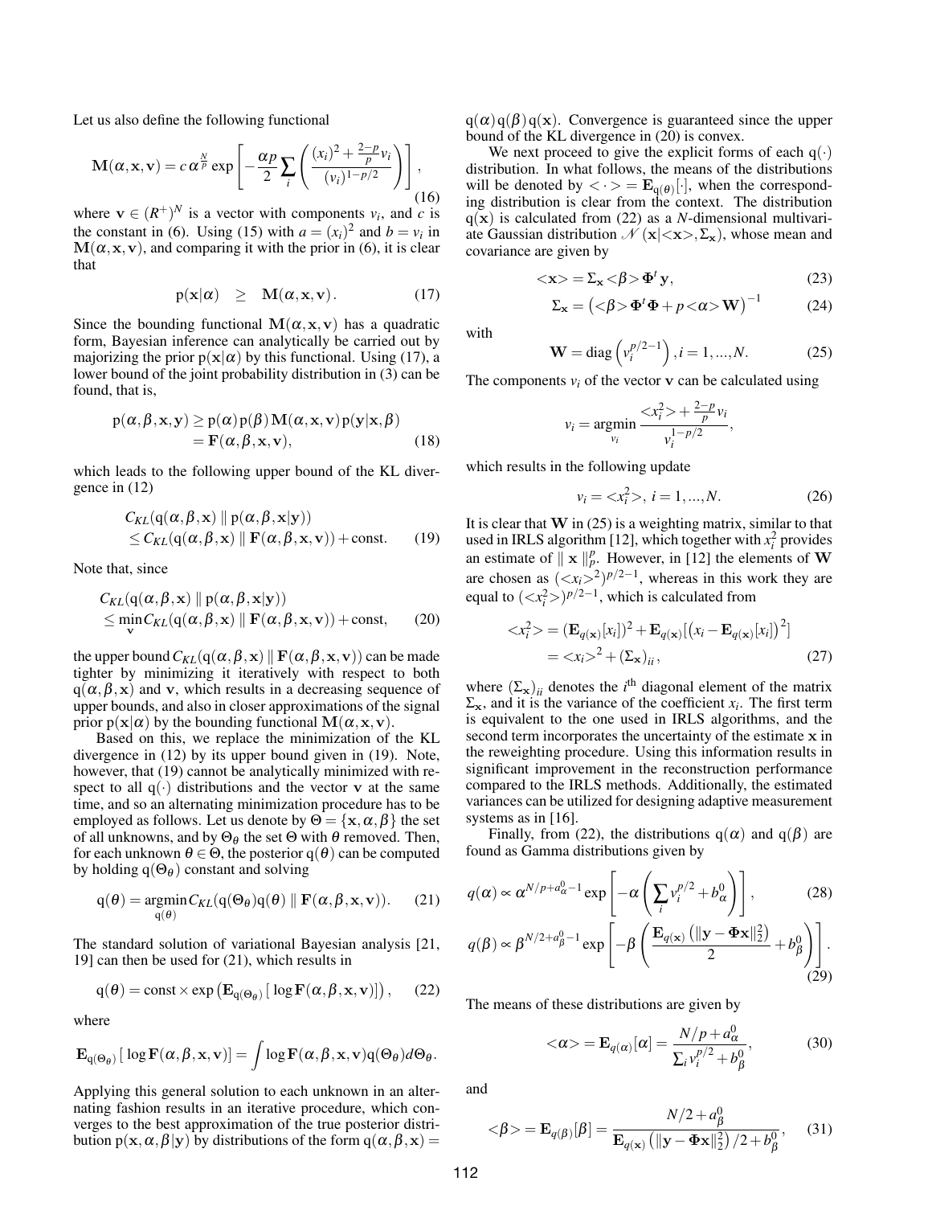Let us also define the following functional

$$\mathbf{M}(\alpha, \mathbf{x}, \mathbf{v}) = c\,\alpha^{\frac{N}{p}} \exp\left[-\frac{\alpha p}{2}\sum_i \left(\frac{(x_i)^2 + \frac{2-p}{p}v_i}{(v_i)^{1-p/2}}\right)\right], \tag{16}$$

where $\mathbf{v} \in (R^+)^N$ is a vector with components $v_i$, and $c$ is the constant in (6). Using (15) with $a = (x_i)^2$ and $b = v_i$ in $\mathbf{M}(\alpha, \mathbf{x}, \mathbf{v})$, and comparing it with the prior in (6), it is clear that

$$\mathrm{p}(\mathbf{x}|\alpha) \quad \geq \quad \mathbf{M}(\alpha, \mathbf{x}, \mathbf{v}). \tag{17}$$

Since the bounding functional $\mathbf{M}(\alpha, \mathbf{x}, \mathbf{v})$ has a quadratic form, Bayesian inference can analytically be carried out by majorizing the prior $\mathrm{p}(\mathbf{x}|\alpha)$ by this functional. Using (17), a lower bound of the joint probability distribution in (3) can be found, that is,

$$\begin{aligned}\mathrm{p}(\alpha, \beta, \mathbf{x}, \mathbf{y}) &\geq \mathrm{p}(\alpha)\,\mathrm{p}(\beta)\,\mathbf{M}(\alpha, \mathbf{x}, \mathbf{v})\,\mathrm{p}(\mathbf{y}|\mathbf{x}, \beta) \\ &= \mathbf{F}(\alpha, \beta, \mathbf{x}, \mathbf{v}),\end{aligned} \tag{18}$$

which leads to the following upper bound of the KL divergence in (12)

$$\begin{aligned}&C_{KL}(\mathrm{q}(\alpha, \beta, \mathbf{x}) \parallel \mathrm{p}(\alpha, \beta, \mathbf{x}|\mathbf{y})) \\ &\leq C_{KL}(\mathrm{q}(\alpha, \beta, \mathbf{x}) \parallel \mathbf{F}(\alpha, \beta, \mathbf{x}, \mathbf{v})) + \text{const.}\end{aligned} \tag{19}$$

Note that, since

$$\begin{aligned}&C_{KL}(\mathrm{q}(\alpha, \beta, \mathbf{x}) \parallel \mathrm{p}(\alpha, \beta, \mathbf{x}|\mathbf{y})) \\ &\leq \min_{\mathbf{v}} C_{KL}(\mathrm{q}(\alpha, \beta, \mathbf{x}) \parallel \mathbf{F}(\alpha, \beta, \mathbf{x}, \mathbf{v})) + \text{const,}\end{aligned} \tag{20}$$

the upper bound $C_{KL}(\mathrm{q}(\alpha, \beta, \mathbf{x}) \parallel \mathbf{F}(\alpha, \beta, \mathbf{x}, \mathbf{v}))$ can be made tighter by minimizing it iteratively with respect to both $\mathrm{q}(\alpha, \beta, \mathbf{x})$ and $\mathbf{v}$, which results in a decreasing sequence of upper bounds, and also in closer approximations of the signal prior $\mathrm{p}(\mathbf{x}|\alpha)$ by the bounding functional $\mathbf{M}(\alpha, \mathbf{x}, \mathbf{v})$.

Based on this, we replace the minimization of the KL divergence in (12) by its upper bound given in (19). Note, however, that (19) cannot be analytically minimized with respect to all $\mathrm{q}(\cdot)$ distributions and the vector $\mathbf{v}$ at the same time, and so an alternating minimization procedure has to be employed as follows. Let us denote by $\Theta = \{\mathbf{x}, \alpha, \beta\}$ the set of all unknowns, and by $\Theta_\theta$ the set $\Theta$ with $\theta$ removed. Then, for each unknown $\theta \in \Theta$, the posterior $\mathrm{q}(\theta)$ can be computed by holding $\mathrm{q}(\Theta_\theta)$ constant and solving

$$\mathrm{q}(\theta) = \underset{\mathrm{q}(\theta)}{\operatorname{argmin}}\, C_{KL}(\mathrm{q}(\Theta_\theta)\mathrm{q}(\theta) \parallel \mathbf{F}(\alpha, \beta, \mathbf{x}, \mathbf{v})). \tag{21}$$

The standard solution of variational Bayesian analysis [21, 19] can then be used for (21), which results in

$$\mathrm{q}(\theta) = \text{const} \times \exp\left(\mathbf{E}_{\mathrm{q}(\Theta_\theta)}\left[\,\log \mathbf{F}(\alpha, \beta, \mathbf{x}, \mathbf{v})\right]\right), \tag{22}$$

where

$$\mathbf{E}_{\mathrm{q}(\Theta_\theta)}\left[\,\log \mathbf{F}(\alpha, \beta, \mathbf{x}, \mathbf{v})\right] = \int \log \mathbf{F}(\alpha, \beta, \mathbf{x}, \mathbf{v})\,\mathrm{q}(\Theta_\theta) d\Theta_\theta.$$

Applying this general solution to each unknown in an alternating fashion results in an iterative procedure, which converges to the best approximation of the true posterior distribution $\mathrm{p}(\mathbf{x}, \alpha, \beta|\mathbf{y})$ by distributions of the form $\mathrm{q}(\alpha, \beta, \mathbf{x}) = \mathrm{q}(\alpha)\,\mathrm{q}(\beta)\,\mathrm{q}(\mathbf{x})$. Convergence is guaranteed since the upper bound of the KL divergence in (20) is convex.

We next proceed to give the explicit forms of each $\mathrm{q}(\cdot)$ distribution. In what follows, the means of the distributions will be denoted by $<\cdot> = \mathbf{E}_{\mathrm{q}(\theta)}[\cdot]$, when the corresponding distribution is clear from the context. The distribution $\mathrm{q}(\mathbf{x})$ is calculated from (22) as a $N$-dimensional multivariate Gaussian distribution $\mathcal{N}(\mathbf{x}|<\mathbf{x}>, \Sigma_{\mathbf{x}})$, whose mean and covariance are given by

$$<\mathbf{x}> = \Sigma_{\mathbf{x}} <\beta> \Phi^t \mathbf{y}, \tag{23}$$

$$\Sigma_{\mathbf{x}} = \left(<\beta> \Phi^t \Phi + p <\alpha> \mathbf{W}\right)^{-1} \tag{24}$$

with

$$\mathbf{W} = \operatorname{diag}\left(v_i^{p/2-1}\right), i = 1, ..., N. \tag{25}$$

The components $v_i$ of the vector $\mathbf{v}$ can be calculated using

$$v_i = \underset{v_i}{\operatorname{argmin}} \frac{<x_i^2> + \frac{2-p}{p} v_i}{v_i^{1-p/2}},$$

which results in the following update

$$v_i = <x_i^2>, \; i = 1, ..., N. \tag{26}$$

It is clear that $\mathbf{W}$ in (25) is a weighting matrix, similar to that used in IRLS algorithm [12], which together with $x_i^2$ provides an estimate of $\parallel \mathbf{x} \parallel_p^p$. However, in [12] the elements of $\mathbf{W}$ are chosen as $(<x_i>^2)^{p/2-1}$, whereas in this work they are equal to $(<x_i^2>)^{p/2-1}$, which is calculated from

$$\begin{aligned}<x_i^2> &= (\mathbf{E}_{q(\mathbf{x})}[x_i])^2 + \mathbf{E}_{q(\mathbf{x})}[(x_i - \mathbf{E}_{q(\mathbf{x})}[x_i])^2] \\ &= <x_i>^2 + (\Sigma_{\mathbf{x}})_{ii},\end{aligned} \tag{27}$$

where $(\Sigma_{\mathbf{x}})_{ii}$ denotes the $i^{\text{th}}$ diagonal element of the matrix $\Sigma_{\mathbf{x}}$, and it is the variance of the coefficient $x_i$. The first term is equivalent to the one used in IRLS algorithms, and the second term incorporates the uncertainty of the estimate $\mathbf{x}$ in the reweighting procedure. Using this information results in significant improvement in the reconstruction performance compared to the IRLS methods. Additionally, the estimated variances can be utilized for designing adaptive measurement systems as in [16].

Finally, from (22), the distributions $\mathrm{q}(\alpha)$ and $\mathrm{q}(\beta)$ are found as Gamma distributions given by

$$q(\alpha) \propto \alpha^{N/p + a_\alpha^0 - 1} \exp\left[-\alpha\left(\sum_i v_i^{p/2} + b_\alpha^0\right)\right], \tag{28}$$

$$q(\beta) \propto \beta^{N/2 + a_\beta^0 - 1} \exp\left[-\beta\left(\frac{\mathbf{E}_{q(\mathbf{x})}\left(\|\mathbf{y} - \Phi\mathbf{x}\|_2^2\right)}{2} + b_\beta^0\right)\right]. \tag{29}$$

The means of these distributions are given by

$$<\alpha> = \mathbf{E}_{q(\alpha)}[\alpha] = \frac{N/p + a_\alpha^0}{\sum_i v_i^{p/2} + b_\beta^0}, \tag{30}$$

and

$$<\beta> = \mathbf{E}_{q(\beta)}[\beta] = \frac{N/2 + a_\beta^0}{\mathbf{E}_{q(\mathbf{x})}\left(\|\mathbf{y} - \Phi\mathbf{x}\|_2^2\right)/2 + b_\beta^0}, \tag{31}$$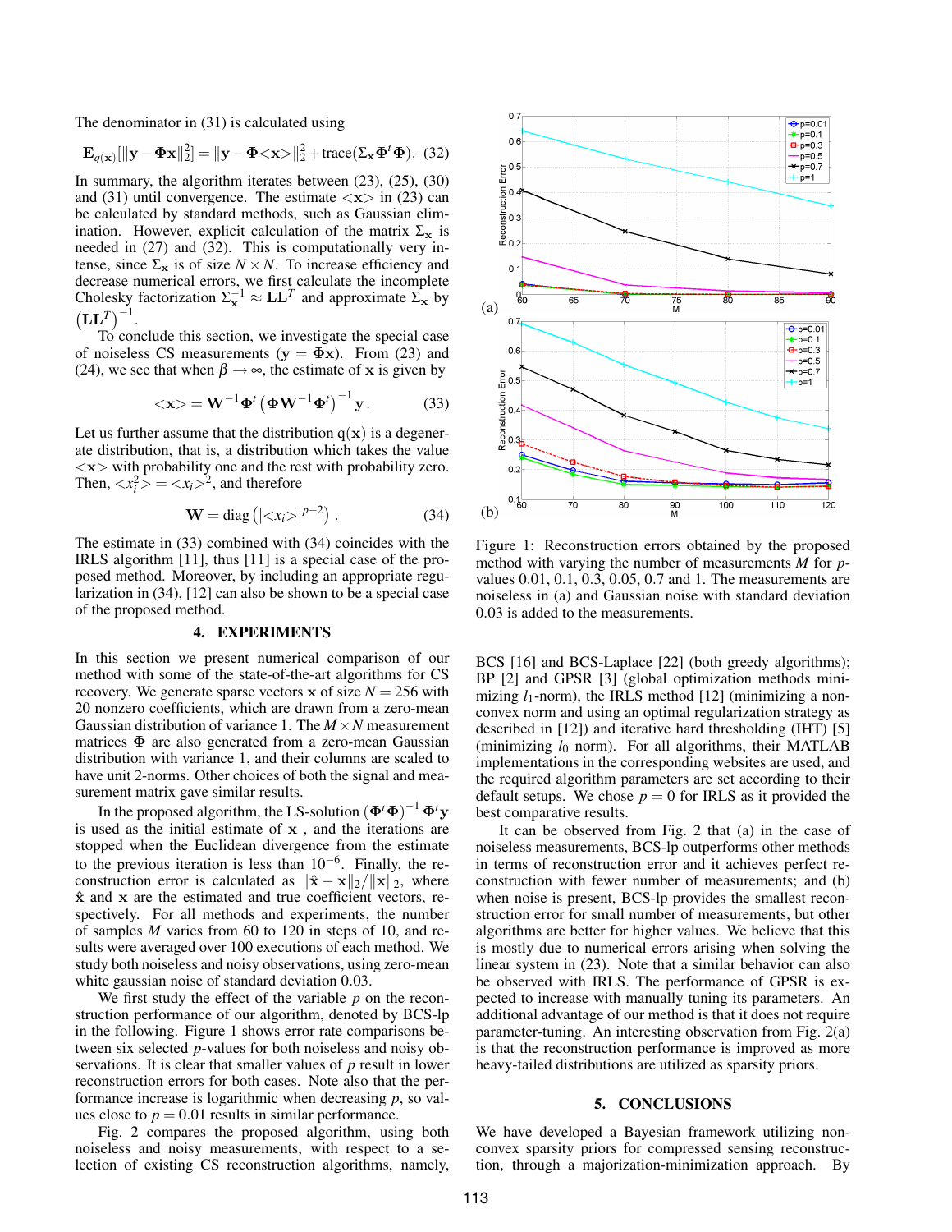The denominator in (31) is calculated using

$$\mathbf{E}_{q(\mathbf{x})}[\|\mathbf{y}-\mathbf{\Phi x}\|_2^2] = \|\mathbf{y}-\mathbf{\Phi}{<}\mathbf{x}{>}\|_2^2 + \text{trace}(\Sigma_{\mathbf{x}}\mathbf{\Phi}^t\mathbf{\Phi}). \quad (32)$$

In summary, the algorithm iterates between (23), (25), (30) and (31) until convergence. The estimate ${<}\mathbf{x}{>}$ in (23) can be calculated by standard methods, such as Gaussian elimination. However, explicit calculation of the matrix $\Sigma_{\mathbf{x}}$ is needed in (27) and (32). This is computationally very intense, since $\Sigma_{\mathbf{x}}$ is of size $N \times N$. To increase efficiency and decrease numerical errors, we first calculate the incomplete Cholesky factorization $\Sigma_{\mathbf{x}}^{-1} \approx \mathbf{L}\mathbf{L}^T$ and approximate $\Sigma_{\mathbf{x}}$ by $\left(\mathbf{L}\mathbf{L}^T\right)^{-1}$.

To conclude this section, we investigate the special case of noiseless CS measurements ($\mathbf{y} = \mathbf{\Phi x}$). From (23) and (24), we see that when $\beta \to \infty$, the estimate of $\mathbf{x}$ is given by

$$<\mathbf{x}> = \mathbf{W}^{-1}\mathbf{\Phi}^t\left(\mathbf{\Phi}\mathbf{W}^{-1}\mathbf{\Phi}^t\right)^{-1}\mathbf{y}. \quad (33)$$

Let us further assume that the distribution $q(\mathbf{x})$ is a degenerate distribution, that is, a distribution which takes the value ${<}\mathbf{x}{>}$ with probability one and the rest with probability zero. Then, ${<}x_i^2{>} = {<}x_i{>}^2$, and therefore

$$\mathbf{W} = \text{diag}\left(|{<}x_i{>}|^{p-2}\right). \quad (34)$$

The estimate in (33) combined with (34) coincides with the IRLS algorithm [11], thus [11] is a special case of the proposed method. Moreover, by including an appropriate regularization in (34), [12] can also be shown to be a special case of the proposed method.

## 4. EXPERIMENTS

In this section we present numerical comparison of our method with some of the state-of-the-art algorithms for CS recovery. We generate sparse vectors $\mathbf{x}$ of size $N = 256$ with 20 nonzero coefficients, which are drawn from a zero-mean Gaussian distribution of variance 1. The $M \times N$ measurement matrices $\mathbf{\Phi}$ are also generated from a zero-mean Gaussian distribution with variance 1, and their columns are scaled to have unit 2-norms. Other choices of both the signal and measurement matrix gave similar results.

In the proposed algorithm, the LS-solution $\left(\mathbf{\Phi}^t\mathbf{\Phi}\right)^{-1}\mathbf{\Phi}^t\mathbf{y}$ is used as the initial estimate of $\mathbf{x}$, and the iterations are stopped when the Euclidean divergence from the estimate to the previous iteration is less than $10^{-6}$. Finally, the reconstruction error is calculated as $\|\hat{\mathbf{x}} - \mathbf{x}\|_2 / \|\mathbf{x}\|_2$, where $\hat{\mathbf{x}}$ and $\mathbf{x}$ are the estimated and true coefficient vectors, respectively. For all methods and experiments, the number of samples $M$ varies from 60 to 120 in steps of 10, and results were averaged over 100 executions of each method. We study both noiseless and noisy observations, using zero-mean white gaussian noise of standard deviation 0.03.

We first study the effect of the variable $p$ on the reconstruction performance of our algorithm, denoted by BCS-lp in the following. Figure 1 shows error rate comparisons between six selected $p$-values for both noiseless and noisy observations. It is clear that smaller values of $p$ result in lower reconstruction errors for both cases. Note also that the performance increase is logarithmic when decreasing $p$, so values close to $p = 0.01$ results in similar performance.

Fig. 2 compares the proposed algorithm, using both noiseless and noisy measurements, with respect to a selection of existing CS reconstruction algorithms, namely, BCS [16] and BCS-Laplace [22] (both greedy algorithms); BP [2] and GPSR [3] (global optimization methods minimizing $l_1$-norm), the IRLS method [12] (minimizing a nonconvex norm and using an optimal regularization strategy as described in [12]) and iterative hard thresholding (IHT) [5] (minimizing $l_0$ norm). For all algorithms, their MATLAB implementations in the corresponding websites are used, and the required algorithm parameters are set according to their default setups. We chose $p = 0$ for IRLS as it provided the best comparative results.

Figure 1: Reconstruction errors obtained by the proposed method with varying the number of measurements $M$ for $p$-values 0.01, 0.1, 0.3, 0.05, 0.7 and 1. The measurements are noiseless in (a) and Gaussian noise with standard deviation 0.03 is added to the measurements.

It can be observed from Fig. 2 that (a) in the case of noiseless measurements, BCS-lp outperforms other methods in terms of reconstruction error and it achieves perfect reconstruction with fewer number of measurements; and (b) when noise is present, BCS-lp provides the smallest reconstruction error for small number of measurements, but other algorithms are better for higher values. We believe that this is mostly due to numerical errors arising when solving the linear system in (23). Note that a similar behavior can also be observed with IRLS. The performance of GPSR is expected to increase with manually tuning its parameters. An additional advantage of our method is that it does not require parameter-tuning. An interesting observation from Fig. 2(a) is that the reconstruction performance is improved as more heavy-tailed distributions are utilized as sparsity priors.

## 5. CONCLUSIONS

We have developed a Bayesian framework utilizing nonconvex sparsity priors for compressed sensing reconstruction, through a majorization-minimization approach. By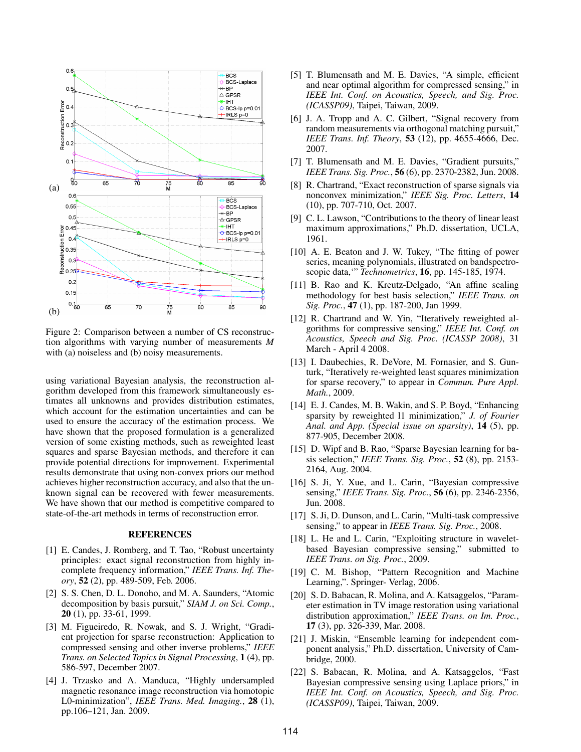(a)

Reconstruction Error

0.6
0.5
0.4
0.3
0.2
0.1
0

60 65 70 75 80 85 90

M

BCS
BCS-Laplace
BP
GPSR
IHT
BCS-lp p=0.01
IRLS p=0

(b)

Reconstruction Error

0.6
0.55
0.5
0.45
0.4
0.35
0.3
0.25
0.2
0.15
0.1

60 65 70 75 80 85 90

M

BCS
BCS-Laplace
BP
GPSR
IHT
BCS-lp p=0.01
IRLS p=0

Figure 2: Comparison between a number of CS reconstruction algorithms with varying number of measurements *M* with (a) noiseless and (b) noisy measurements.

using variational Bayesian analysis, the reconstruction algorithm developed from this framework simultaneously estimates all unknowns and provides distribution estimates, which account for the estimation uncertainties and can be used to ensure the accuracy of the estimation process. We have shown that the proposed formulation is a generalized version of some existing methods, such as reweighted least squares and sparse Bayesian methods, and therefore it can provide potential directions for improvement. Experimental results demonstrate that using non-convex priors our method achieves higher reconstruction accuracy, and also that the unknown signal can be recovered with fewer measurements. We have shown that our method is competitive compared to state-of-the-art methods in terms of reconstruction error.

## REFERENCES

[1] E. Candes, J. Romberg, and T. Tao, "Robust uncertainty principles: exact signal reconstruction from highly incomplete frequency information," *IEEE Trans. Inf. Theory*, **52** (2), pp. 489-509, Feb. 2006.

[2] S. S. Chen, D. L. Donoho, and M. A. Saunders, "Atomic decomposition by basis pursuit," *SIAM J. on Sci. Comp.*, **20** (1), pp. 33-61, 1999.

[3] M. Figueiredo, R. Nowak, and S. J. Wright, "Gradient projection for sparse reconstruction: Application to compressed sensing and other inverse problems," *IEEE Trans. on Selected Topics in Signal Processing*, **1** (4), pp. 586-597, December 2007.

[4] J. Trzasko and A. Manduca, "Highly undersampled magnetic resonance image reconstruction via homotopic L0-minimization", *IEEE Trans. Med. Imaging.*, **28** (1), pp.106–121, Jan. 2009.

[5] T. Blumensath and M. E. Davies, "A simple, efficient and near optimal algorithm for compressed sensing," in *IEEE Int. Conf. on Acoustics, Speech, and Sig. Proc. (ICASSP09)*, Taipei, Taiwan, 2009.

[6] J. A. Tropp and A. C. Gilbert, "Signal recovery from random measurements via orthogonal matching pursuit," *IEEE Trans. Inf. Theory*, **53** (12), pp. 4655-4666, Dec. 2007.

[7] T. Blumensath and M. E. Davies, "Gradient pursuits," *IEEE Trans. Sig. Proc.*, **56** (6), pp. 2370-2382, Jun. 2008.

[8] R. Chartrand, "Exact reconstruction of sparse signals via nonconvex minimization," *IEEE Sig. Proc. Letters*, **14** (10), pp. 707-710, Oct. 2007.

[9] C. L. Lawson, "Contributions to the theory of linear least maximum approximations," Ph.D. dissertation, UCLA, 1961.

[10] A. E. Beaton and J. W. Tukey, "The fitting of power series, meaning polynomials, illustrated on bandspectroscopic data,'" *Technometrics*, **16**, pp. 145-185, 1974.

[11] B. Rao and K. Kreutz-Delgado, "An affine scaling methodology for best basis selection," *IEEE Trans. on Sig. Proc.*, **47** (1), pp. 187-200, Jan 1999.

[12] R. Chartrand and W. Yin, "Iteratively reweighted algorithms for compressive sensing," *IEEE Int. Conf. on Acoustics, Speech and Sig. Proc. (ICASSP 2008)*, 31 March - April 4 2008.

[13] I. Daubechies, R. DeVore, M. Fornasier, and S. Gunturk, "Iteratively re-weighted least squares minimization for sparse recovery," to appear in *Commun. Pure Appl. Math.*, 2009.

[14] E. J. Candes, M. B. Wakin, and S. P. Boyd, "Enhancing sparsity by reweighted l1 minimization," *J. of Fourier Anal. and App. (Special issue on sparsity)*, **14** (5), pp. 877-905, December 2008.

[15] D. Wipf and B. Rao, "Sparse Bayesian learning for basis selection," *IEEE Trans. Sig. Proc.*, **52** (8), pp. 2153-2164, Aug. 2004.

[16] S. Ji, Y. Xue, and L. Carin, "Bayesian compressive sensing," *IEEE Trans. Sig. Proc.*, **56** (6), pp. 2346-2356, Jun. 2008.

[17] S. Ji, D. Dunson, and L. Carin, "Multi-task compressive sensing," to appear in *IEEE Trans. Sig. Proc.*, 2008.

[18] L. He and L. Carin, "Exploiting structure in wavelet-based Bayesian compressive sensing," submitted to *IEEE Trans. on Sig. Proc.*, 2009.

[19] C. M. Bishop, "Pattern Recognition and Machine Learning,". Springer- Verlag, 2006.

[20] S. D. Babacan, R. Molina, and A. Katsaggelos, "Parameter estimation in TV image restoration using variational distribution approximation," *IEEE Trans. on Im. Proc.*, **17** (3), pp. 326-339, Mar. 2008.

[21] J. Miskin, "Ensemble learning for independent component analysis," Ph.D. dissertation, University of Cambridge, 2000.

[22] S. Babacan, R. Molina, and A. Katsaggelos, "Fast Bayesian compressive sensing using Laplace priors," in *IEEE Int. Conf. on Acoustics, Speech, and Sig. Proc. (ICASSP09)*, Taipei, Taiwan, 2009.